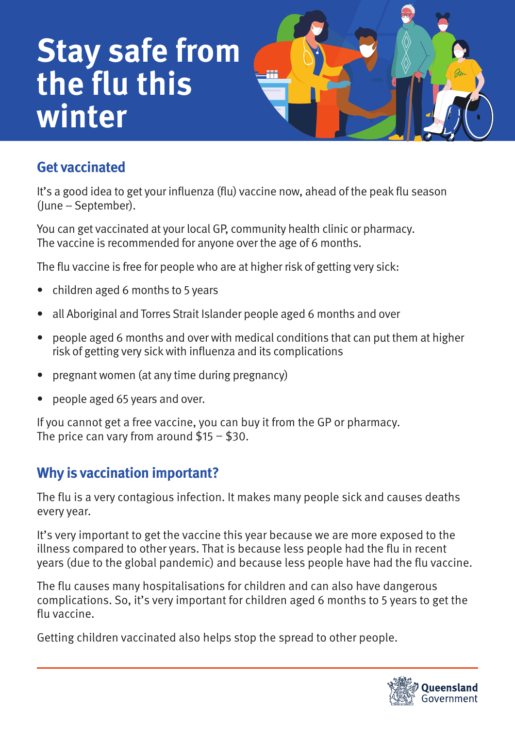# Stay safe from the flu this winter

## Get vaccinated

It's a good idea to get your influenza (flu) vaccine now, ahead of the peak flu season (June – September).

You can get vaccinated at your local GP, community health clinic or pharmacy. The vaccine is recommended for anyone over the age of 6 months.

The flu vaccine is free for people who are at higher risk of getting very sick:

- children aged 6 months to 5 years
- all Aboriginal and Torres Strait Islander people aged 6 months and over
- people aged 6 months and over with medical conditions that can put them at higher risk of getting very sick with influenza and its complications
- pregnant women (at any time during pregnancy)
- people aged 65 years and over.

If you cannot get a free vaccine, you can buy it from the GP or pharmacy. The price can vary from around $15 – $30.

## Why is vaccination important?

The flu is a very contagious infection. It makes many people sick and causes deaths every year.

It's very important to get the vaccine this year because we are more exposed to the illness compared to other years. That is because less people had the flu in recent years (due to the global pandemic) and because less people have had the flu vaccine.

The flu causes many hospitalisations for children and can also have dangerous complications. So, it's very important for children aged 6 months to 5 years to get the flu vaccine.

Getting children vaccinated also helps stop the spread to other people.

Queensland Government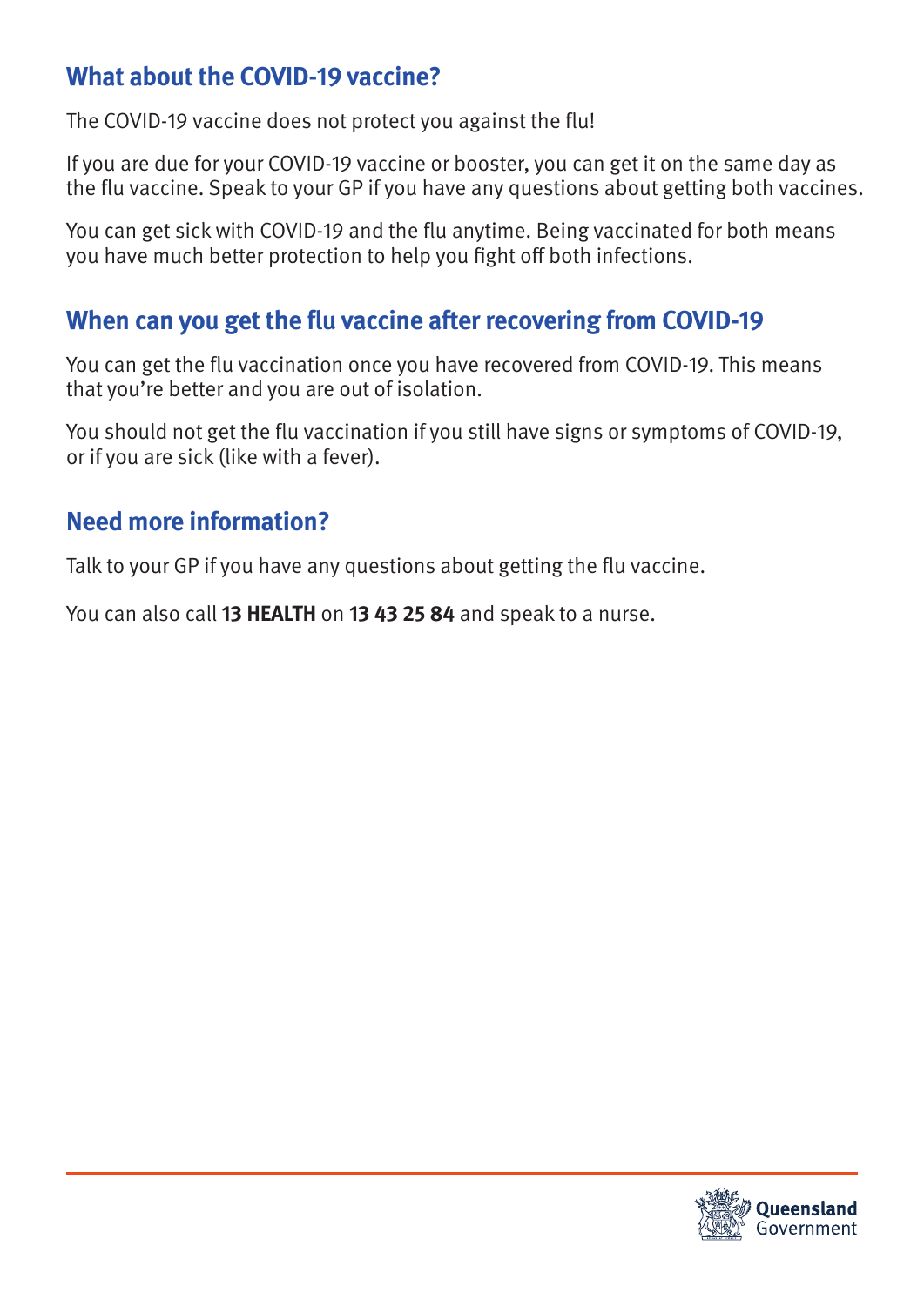## What about the COVID-19 vaccine?

The COVID-19 vaccine does not protect you against the flu!

If you are due for your COVID-19 vaccine or booster, you can get it on the same day as the flu vaccine. Speak to your GP if you have any questions about getting both vaccines.

You can get sick with COVID-19 and the flu anytime. Being vaccinated for both means you have much better protection to help you fight off both infections.

## When can you get the flu vaccine after recovering from COVID-19

You can get the flu vaccination once you have recovered from COVID-19. This means that you're better and you are out of isolation.

You should not get the flu vaccination if you still have signs or symptoms of COVID-19, or if you are sick (like with a fever).

## Need more information?

Talk to your GP if you have any questions about getting the flu vaccine.

You can also call **13 HEALTH** on **13 43 25 84** and speak to a nurse.

Queensland Government